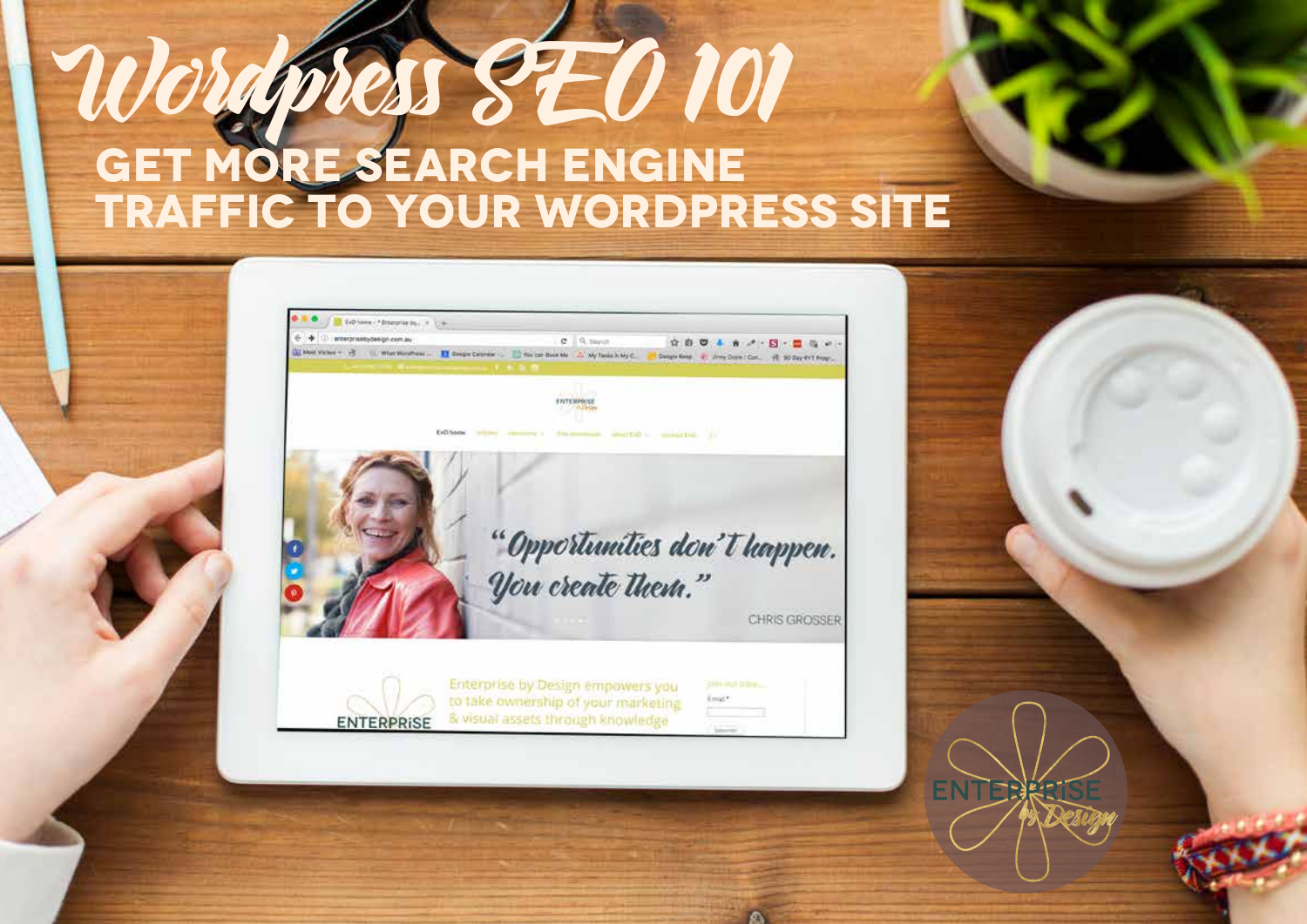# Wordpress SEO 101

## GET MORE SEARCH ENGINE TRAFFIC TO YOUR WORDPRESS SITE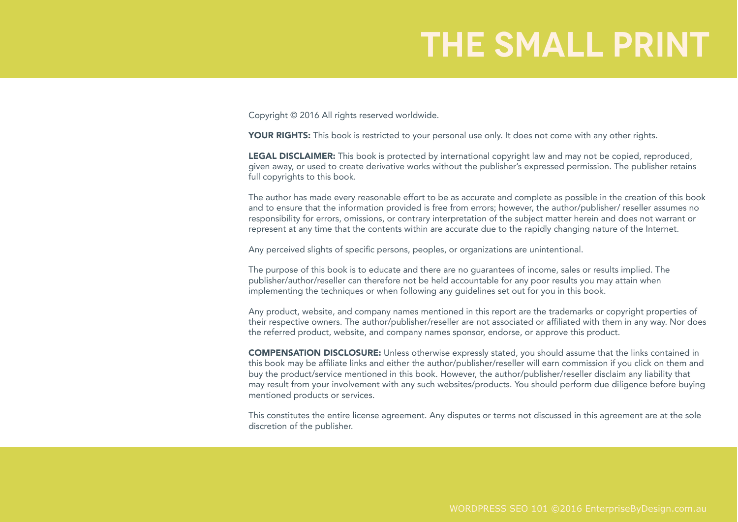# THE SMALL PRINT

Copyright © 2016 All rights reserved worldwide.

**YOUR RIGHTS:** This book is restricted to your personal use only. It does not come with any other rights.

**LEGAL DISCLAIMER:** This book is protected by international copyright law and may not be copied, reproduced, given away, or used to create derivative works without the publisher's expressed permission. The publisher retains full copyrights to this book.

The author has made every reasonable effort to be as accurate and complete as possible in the creation of this book and to ensure that the information provided is free from errors; however, the author/publisher/ reseller assumes no responsibility for errors, omissions, or contrary interpretation of the subject matter herein and does not warrant or represent at any time that the contents within are accurate due to the rapidly changing nature of the Internet.

Any perceived slights of specific persons, peoples, or organizations are unintentional.

The purpose of this book is to educate and there are no guarantees of income, sales or results implied. The publisher/author/reseller can therefore not be held accountable for any poor results you may attain when implementing the techniques or when following any guidelines set out for you in this book.

Any product, website, and company names mentioned in this report are the trademarks or copyright properties of their respective owners. The author/publisher/reseller are not associated or affiliated with them in any way. Nor does the referred product, website, and company names sponsor, endorse, or approve this product.

**COMPENSATION DISCLOSURE:** Unless otherwise expressly stated, you should assume that the links contained in this book may be affiliate links and either the author/publisher/reseller will earn commission if you click on them and buy the product/service mentioned in this book. However, the author/publisher/reseller disclaim any liability that may result from your involvement with any such websites/products. You should perform due diligence before buying mentioned products or services.

This constitutes the entire license agreement. Any disputes or terms not discussed in this agreement are at the sole discretion of the publisher.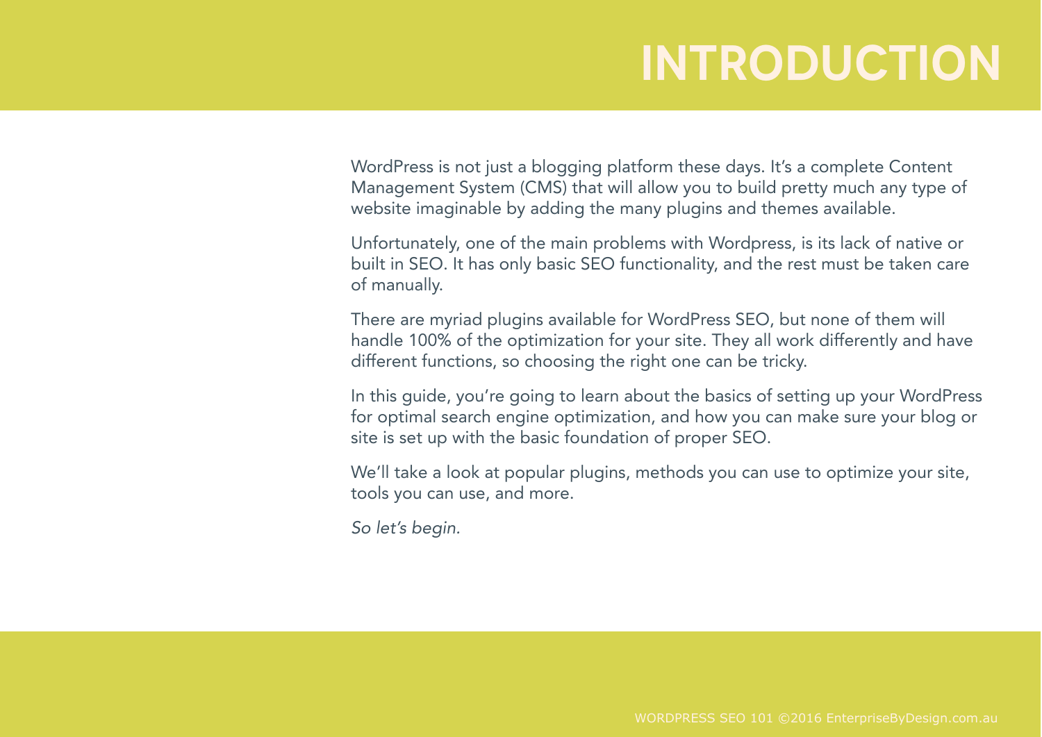# INTRODUCTION

WordPress is not just a blogging platform these days. It's a complete Content Management System (CMS) that will allow you to build pretty much any type of website imaginable by adding the many plugins and themes available.

Unfortunately, one of the main problems with Wordpress, is its lack of native or built in SEO. It has only basic SEO functionality, and the rest must be taken care of manually.

There are myriad plugins available for WordPress SEO, but none of them will handle 100% of the optimization for your site. They all work differently and have different functions, so choosing the right one can be tricky.

In this guide, you're going to learn about the basics of setting up your WordPress for optimal search engine optimization, and how you can make sure your blog or site is set up with the basic foundation of proper SEO.

We'll take a look at popular plugins, methods you can use to optimize your site, tools you can use, and more.

*So let's begin.*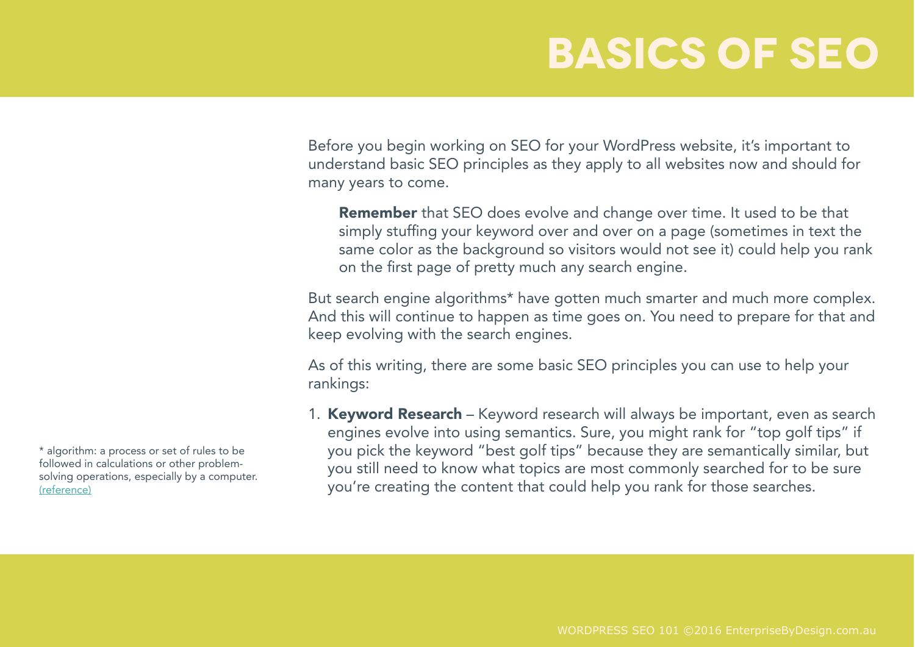# BASICS OF SEO

Before you begin working on SEO for your WordPress website, it's important to understand basic SEO principles as they apply to all websites now and should for many years to come.

> **Remember** that SEO does evolve and change over time. It used to be that simply stuffing your keyword over and over on a page (sometimes in text the same color as the background so visitors would not see it) could help you rank on the first page of pretty much any search engine.

But search engine algorithms* have gotten much smarter and much more complex. And this will continue to happen as time goes on. You need to prepare for that and keep evolving with the search engines.

As of this writing, there are some basic SEO principles you can use to help your rankings:

1. **Keyword Research** – Keyword research will always be important, even as search engines evolve into using semantics. Sure, you might rank for "top golf tips" if you pick the keyword "best golf tips" because they are semantically similar, but you still need to know what topics are most commonly searched for to be sure you're creating the content that could help you rank for those searches.

* algorithm: a process or set of rules to be followed in calculations or other problem-solving operations, especially by a computer. (reference)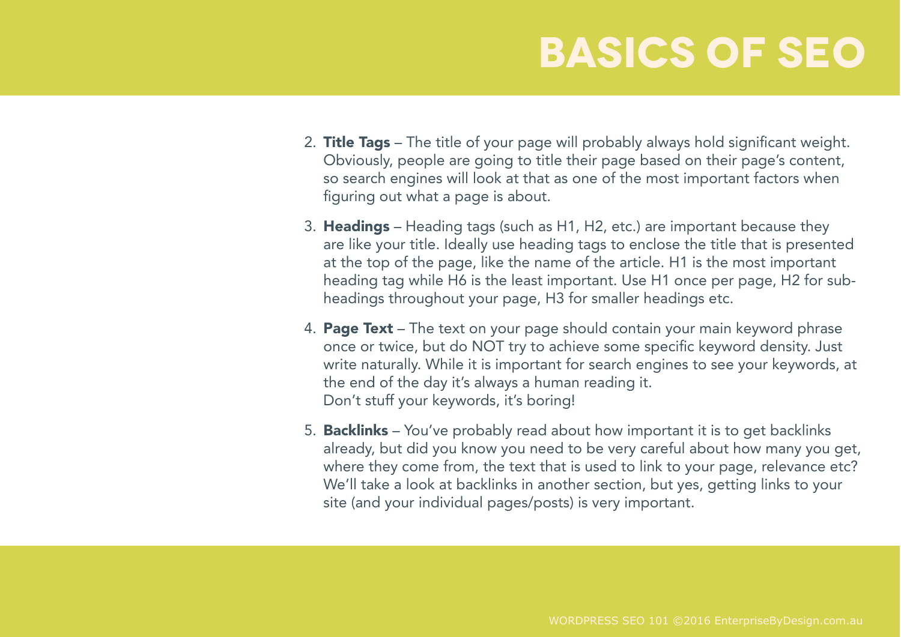# BASICS OF SEO

2. **Title Tags** – The title of your page will probably always hold significant weight. Obviously, people are going to title their page based on their page's content, so search engines will look at that as one of the most important factors when figuring out what a page is about.

3. **Headings** – Heading tags (such as H1, H2, etc.) are important because they are like your title. Ideally use heading tags to enclose the title that is presented at the top of the page, like the name of the article. H1 is the most important heading tag while H6 is the least important. Use H1 once per page, H2 for sub-headings throughout your page, H3 for smaller headings etc.

4. **Page Text** – The text on your page should contain your main keyword phrase once or twice, but do NOT try to achieve some specific keyword density. Just write naturally. While it is important for search engines to see your keywords, at the end of the day it's always a human reading it.
   Don't stuff your keywords, it's boring!

5. **Backlinks** – You've probably read about how important it is to get backlinks already, but did you know you need to be very careful about how many you get, where they come from, the text that is used to link to your page, relevance etc? We'll take a look at backlinks in another section, but yes, getting links to your site (and your individual pages/posts) is very important.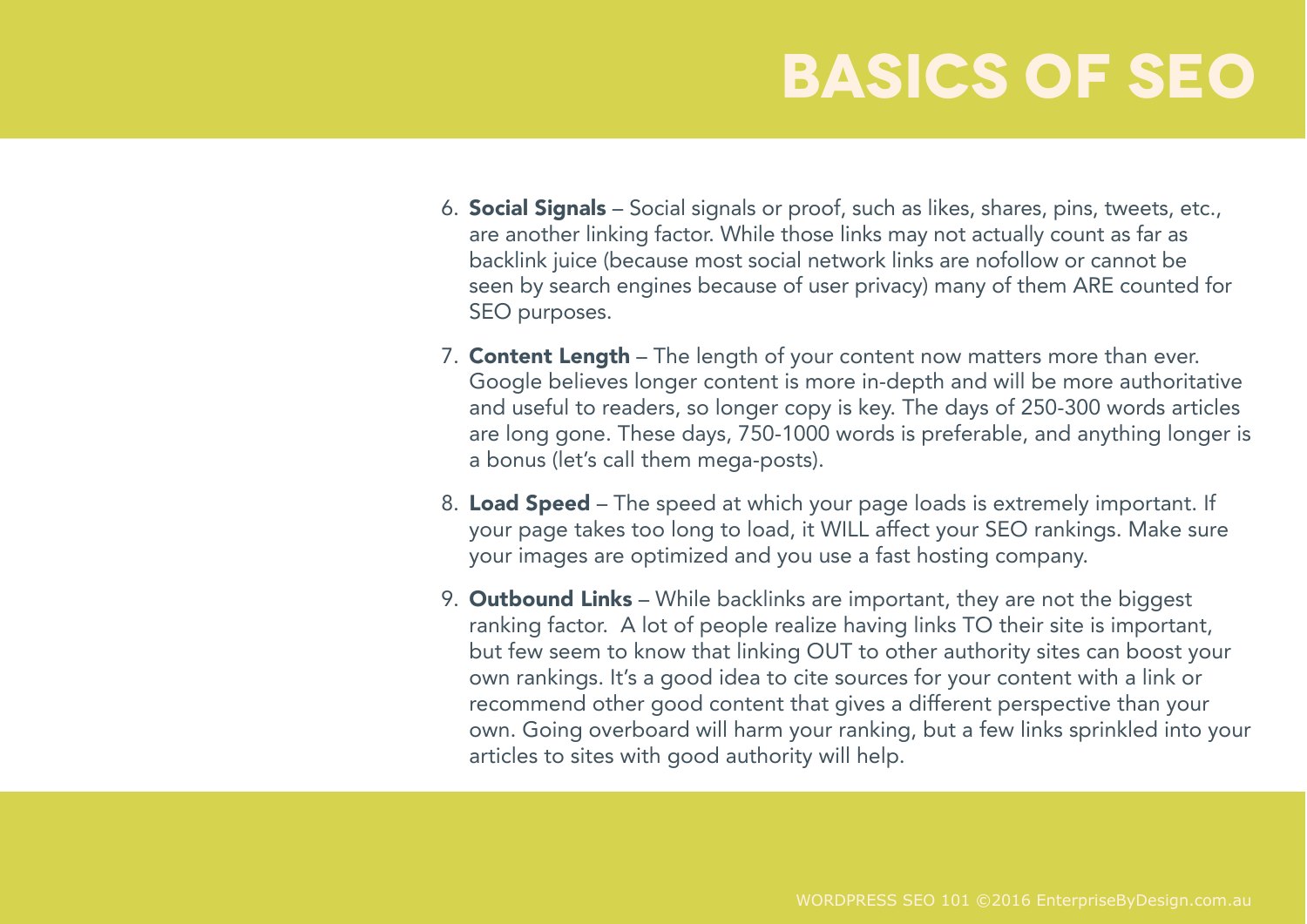# BASICS OF SEO

6. **Social Signals** – Social signals or proof, such as likes, shares, pins, tweets, etc., are another linking factor. While those links may not actually count as far as backlink juice (because most social network links are nofollow or cannot be seen by search engines because of user privacy) many of them ARE counted for SEO purposes.

7. **Content Length** – The length of your content now matters more than ever. Google believes longer content is more in-depth and will be more authoritative and useful to readers, so longer copy is key. The days of 250-300 words articles are long gone. These days, 750-1000 words is preferable, and anything longer is a bonus (let's call them mega-posts).

8. **Load Speed** – The speed at which your page loads is extremely important. If your page takes too long to load, it WILL affect your SEO rankings. Make sure your images are optimized and you use a fast hosting company.

9. **Outbound Links** – While backlinks are important, they are not the biggest ranking factor. A lot of people realize having links TO their site is important, but few seem to know that linking OUT to other authority sites can boost your own rankings. It's a good idea to cite sources for your content with a link or recommend other good content that gives a different perspective than your own. Going overboard will harm your ranking, but a few links sprinkled into your articles to sites with good authority will help.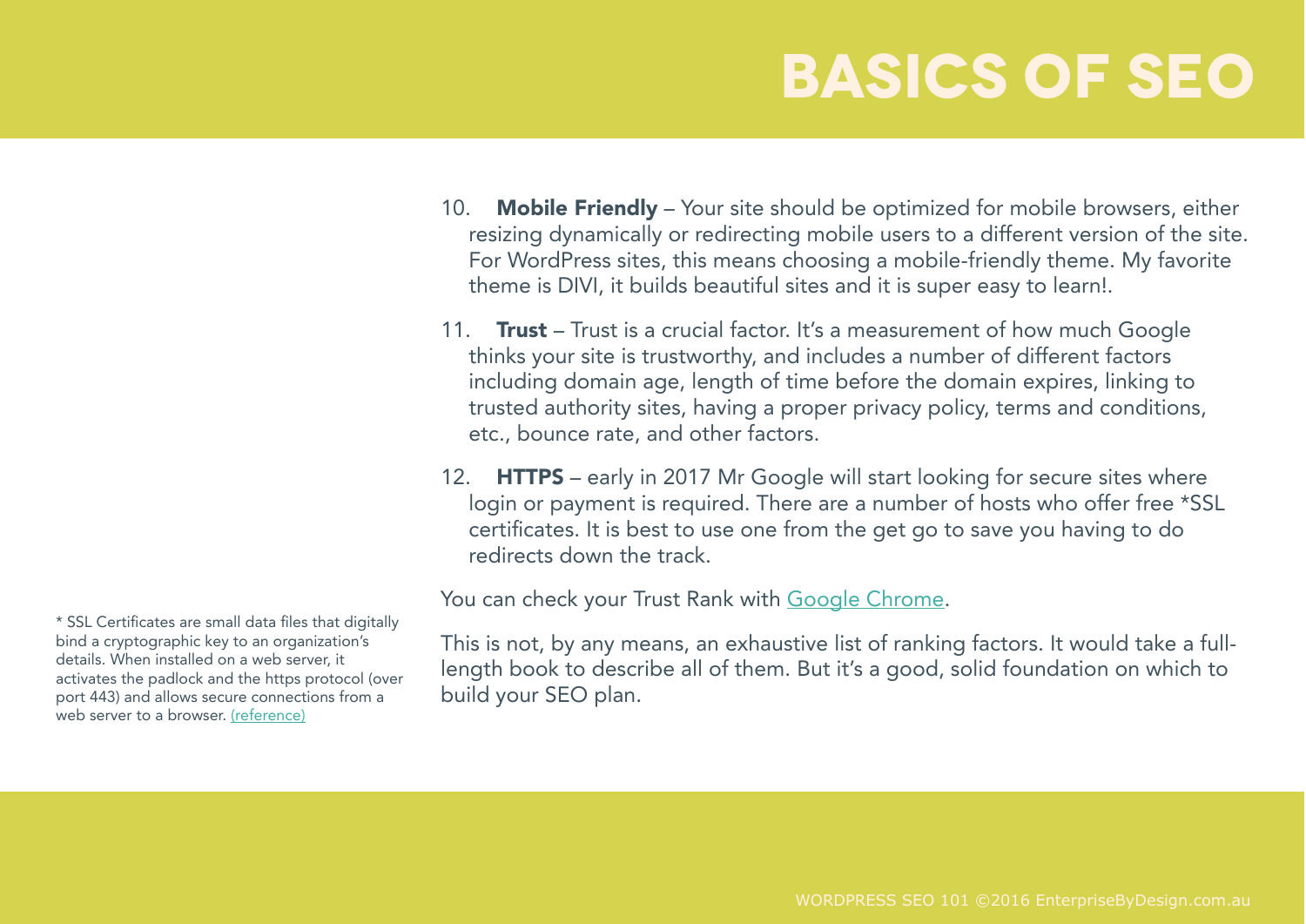# BASICS OF SEO

10. **Mobile Friendly** – Your site should be optimized for mobile browsers, either resizing dynamically or redirecting mobile users to a different version of the site. For WordPress sites, this means choosing a mobile-friendly theme. My favorite theme is DIVI, it builds beautiful sites and it is super easy to learn!.

11. **Trust** – Trust is a crucial factor. It's a measurement of how much Google thinks your site is trustworthy, and includes a number of different factors including domain age, length of time before the domain expires, linking to trusted authority sites, having a proper privacy policy, terms and conditions, etc., bounce rate, and other factors.

12. **HTTPS** – early in 2017 Mr Google will start looking for secure sites where login or payment is required. There are a number of hosts who offer free *SSL certificates. It is best to use one from the get go to save you having to do redirects down the track.

You can check your Trust Rank with Google Chrome.

This is not, by any means, an exhaustive list of ranking factors. It would take a full-length book to describe all of them. But it's a good, solid foundation on which to build your SEO plan.

* SSL Certificates are small data files that digitally bind a cryptographic key to an organization's details. When installed on a web server, it activates the padlock and the https protocol (over port 443) and allows secure connections from a web server to a browser. (reference)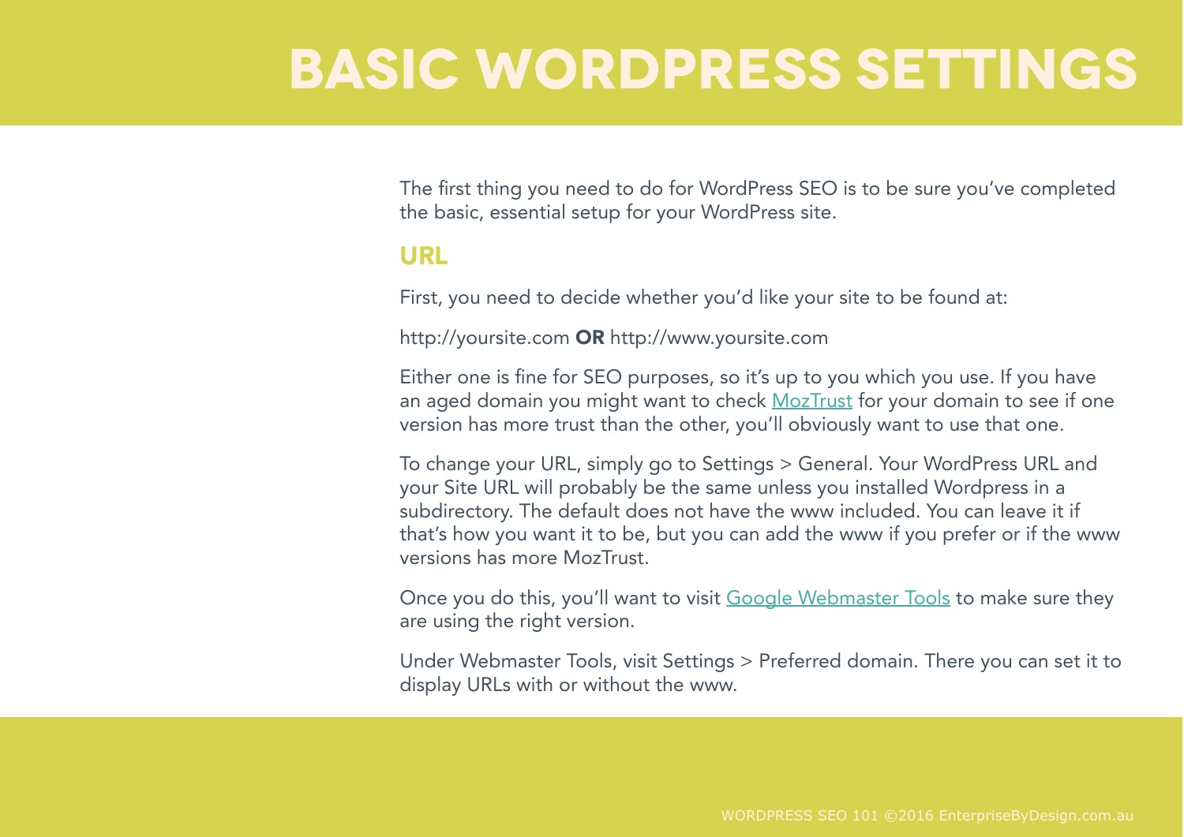# BASIC WORDPRESS SETTINGS

The first thing you need to do for WordPress SEO is to be sure you've completed the basic, essential setup for your WordPress site.

## URL

First, you need to decide whether you'd like your site to be found at:

http://yoursite.com **OR** http://www.yoursite.com

Either one is fine for SEO purposes, so it's up to you which you use. If you have an aged domain you might want to check MozTrust for your domain to see if one version has more trust than the other, you'll obviously want to use that one.

To change your URL, simply go to Settings > General. Your WordPress URL and your Site URL will probably be the same unless you installed Wordpress in a subdirectory. The default does not have the www included. You can leave it if that's how you want it to be, but you can add the www if you prefer or if the www versions has more MozTrust.

Once you do this, you'll want to visit Google Webmaster Tools to make sure they are using the right version.

Under Webmaster Tools, visit Settings > Preferred domain. There you can set it to display URLs with or without the www.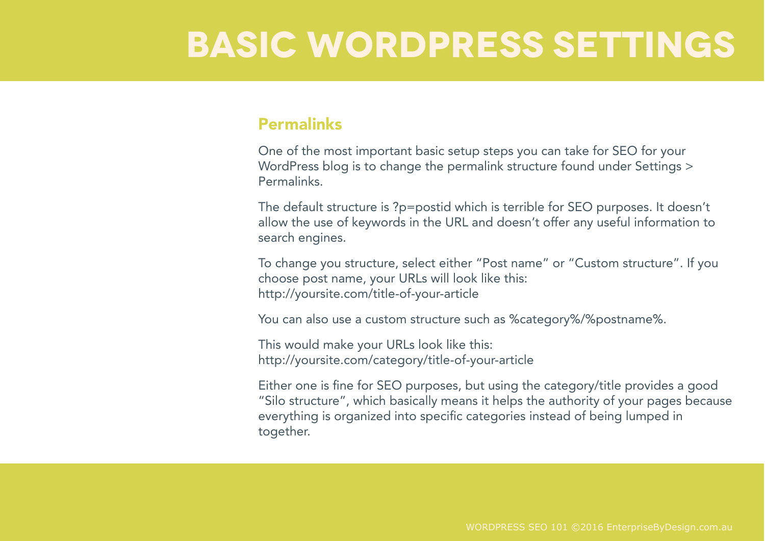# BASIC WORDPRESS SETTINGS

## Permalinks

One of the most important basic setup steps you can take for SEO for your WordPress blog is to change the permalink structure found under Settings > Permalinks.

The default structure is ?p=postid which is terrible for SEO purposes. It doesn't allow the use of keywords in the URL and doesn't offer any useful information to search engines.

To change you structure, select either "Post name" or "Custom structure". If you choose post name, your URLs will look like this:
http://yoursite.com/title-of-your-article

You can also use a custom structure such as %category%/%postname%.

This would make your URLs look like this:
http://yoursite.com/category/title-of-your-article

Either one is fine for SEO purposes, but using the category/title provides a good "Silo structure", which basically means it helps the authority of your pages because everything is organized into specific categories instead of being lumped in together.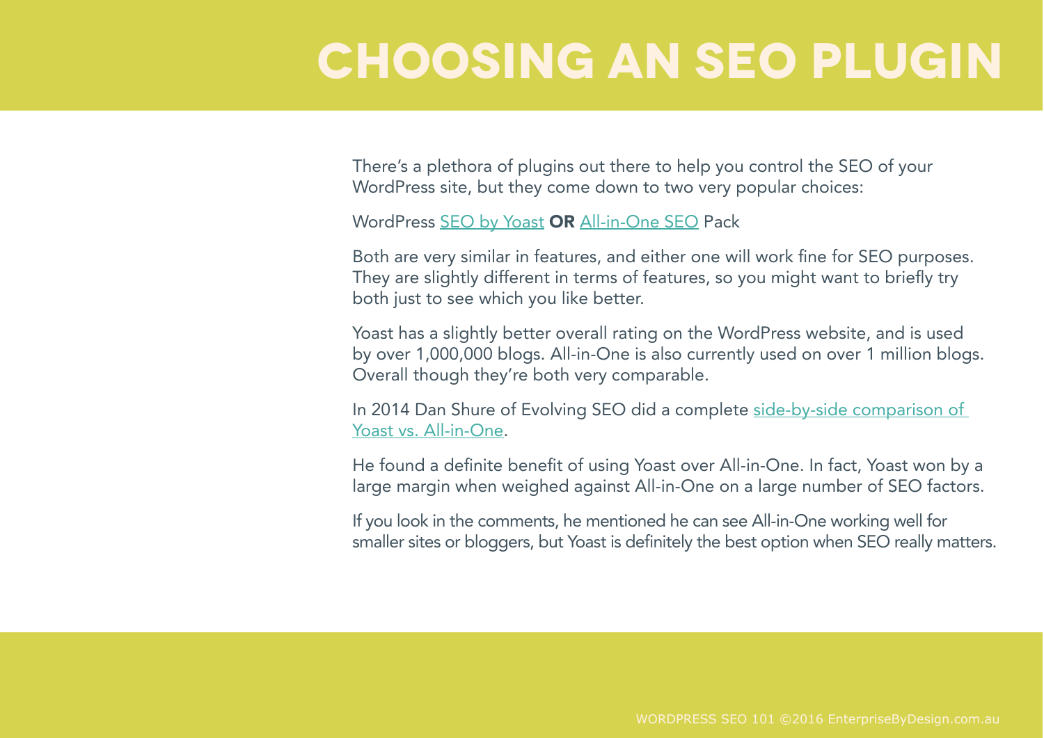# CHOOSING AN SEO PLUGIN

There's a plethora of plugins out there to help you control the SEO of your WordPress site, but they come down to two very popular choices:

WordPress SEO by Yoast **OR** All-in-One SEO Pack

Both are very similar in features, and either one will work fine for SEO purposes. They are slightly different in terms of features, so you might want to briefly try both just to see which you like better.

Yoast has a slightly better overall rating on the WordPress website, and is used by over 1,000,000 blogs. All-in-One is also currently used on over 1 million blogs. Overall though they're both very comparable.

In 2014 Dan Shure of Evolving SEO did a complete side-by-side comparison of Yoast vs. All-in-One.

He found a definite benefit of using Yoast over All-in-One. In fact, Yoast won by a large margin when weighed against All-in-One on a large number of SEO factors.

If you look in the comments, he mentioned he can see All-in-One working well for smaller sites or bloggers, but Yoast is definitely the best option when SEO really matters.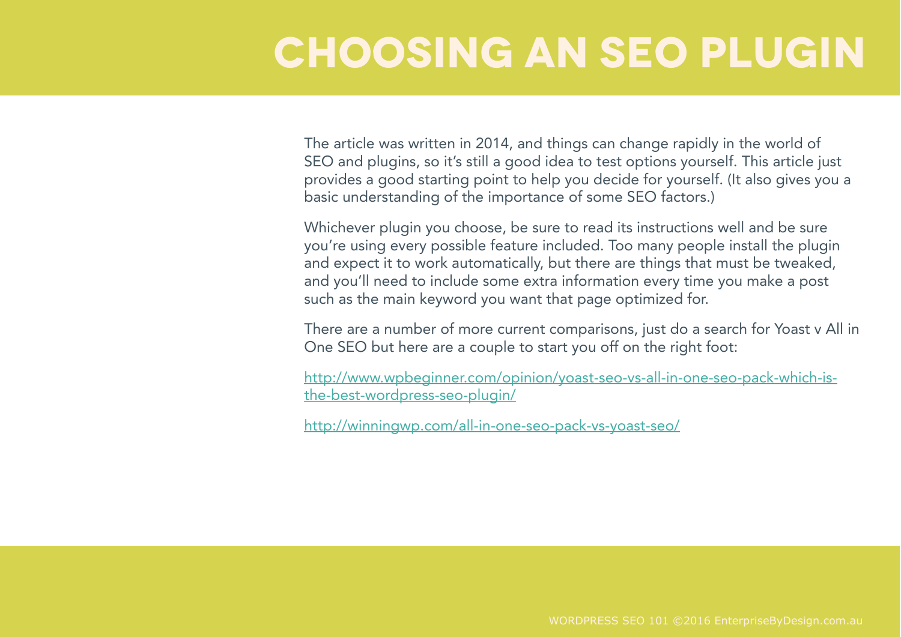# CHOOSING AN SEO PLUGIN

The article was written in 2014, and things can change rapidly in the world of SEO and plugins, so it's still a good idea to test options yourself. This article just provides a good starting point to help you decide for yourself. (It also gives you a basic understanding of the importance of some SEO factors.)

Whichever plugin you choose, be sure to read its instructions well and be sure you're using every possible feature included. Too many people install the plugin and expect it to work automatically, but there are things that must be tweaked, and you'll need to include some extra information every time you make a post such as the main keyword you want that page optimized for.

There are a number of more current comparisons, just do a search for Yoast v All in One SEO but here are a couple to start you off on the right foot:

[http://www.wpbeginner.com/opinion/yoast-seo-vs-all-in-one-seo-pack-which-is-the-best-wordpress-seo-plugin/](http://www.wpbeginner.com/opinion/yoast-seo-vs-all-in-one-seo-pack-which-is-the-best-wordpress-seo-plugin/)

[http://winningwp.com/all-in-one-seo-pack-vs-yoast-seo/](http://winningwp.com/all-in-one-seo-pack-vs-yoast-seo/)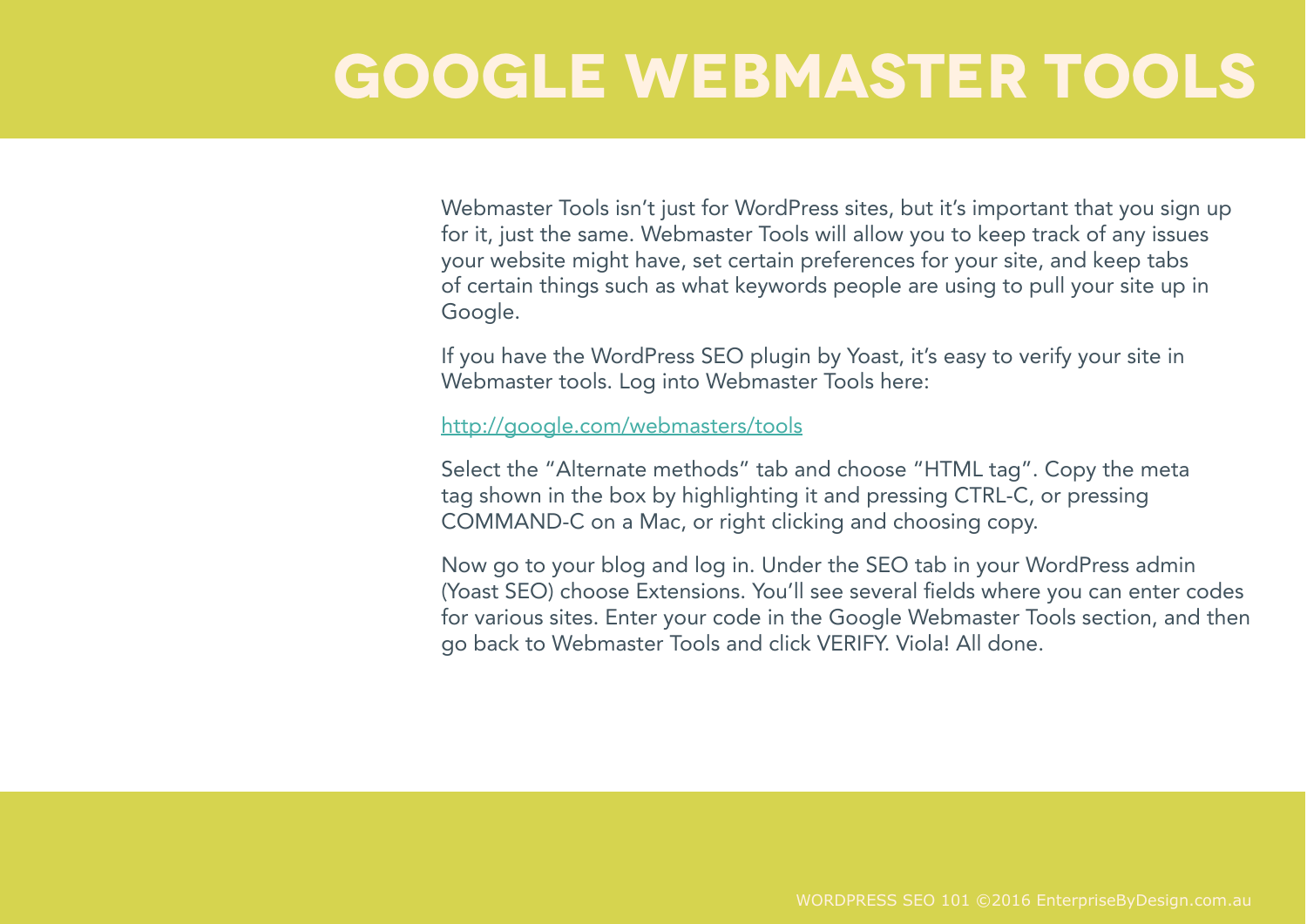# GOOGLE WEBMASTER TOOLS

Webmaster Tools isn't just for WordPress sites, but it's important that you sign up for it, just the same. Webmaster Tools will allow you to keep track of any issues your website might have, set certain preferences for your site, and keep tabs of certain things such as what keywords people are using to pull your site up in Google.

If you have the WordPress SEO plugin by Yoast, it's easy to verify your site in Webmaster tools. Log into Webmaster Tools here:

[http://google.com/webmasters/tools](http://google.com/webmasters/tools)

Select the "Alternate methods" tab and choose "HTML tag". Copy the meta tag shown in the box by highlighting it and pressing CTRL-C, or pressing COMMAND-C on a Mac, or right clicking and choosing copy.

Now go to your blog and log in. Under the SEO tab in your WordPress admin (Yoast SEO) choose Extensions. You'll see several fields where you can enter codes for various sites. Enter your code in the Google Webmaster Tools section, and then go back to Webmaster Tools and click VERIFY. Viola! All done.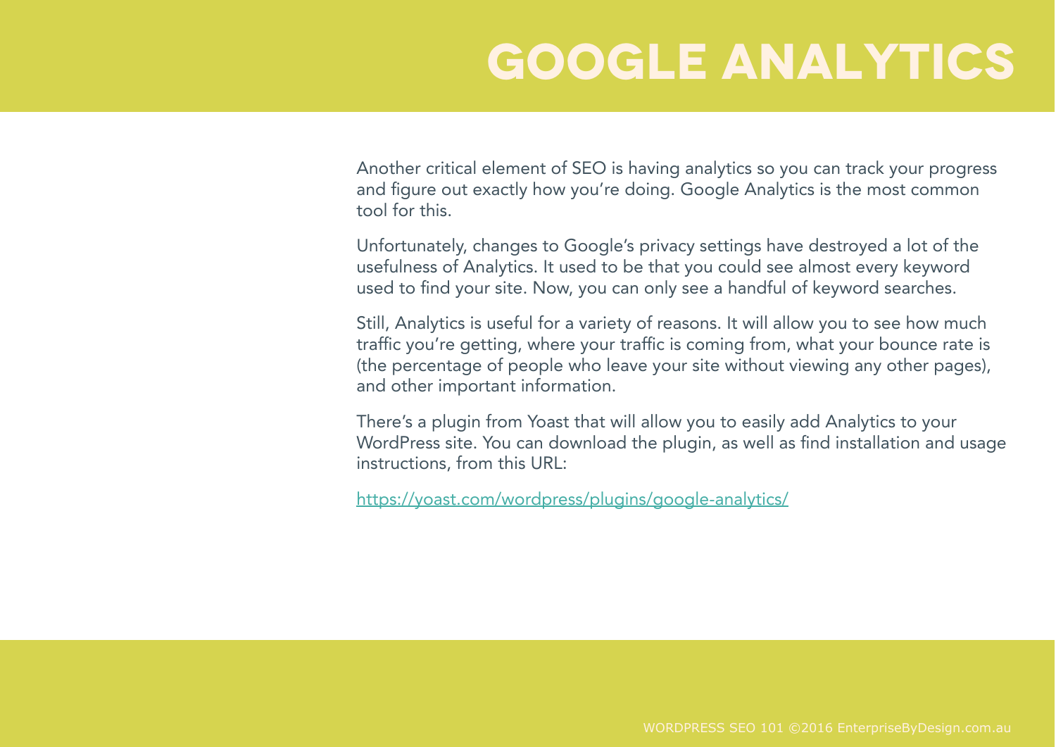# GOOGLE ANALYTICS

Another critical element of SEO is having analytics so you can track your progress and figure out exactly how you're doing. Google Analytics is the most common tool for this.

Unfortunately, changes to Google's privacy settings have destroyed a lot of the usefulness of Analytics. It used to be that you could see almost every keyword used to find your site. Now, you can only see a handful of keyword searches.

Still, Analytics is useful for a variety of reasons. It will allow you to see how much traffic you're getting, where your traffic is coming from, what your bounce rate is (the percentage of people who leave your site without viewing any other pages), and other important information.

There's a plugin from Yoast that will allow you to easily add Analytics to your WordPress site. You can download the plugin, as well as find installation and usage instructions, from this URL:

https://yoast.com/wordpress/plugins/google-analytics/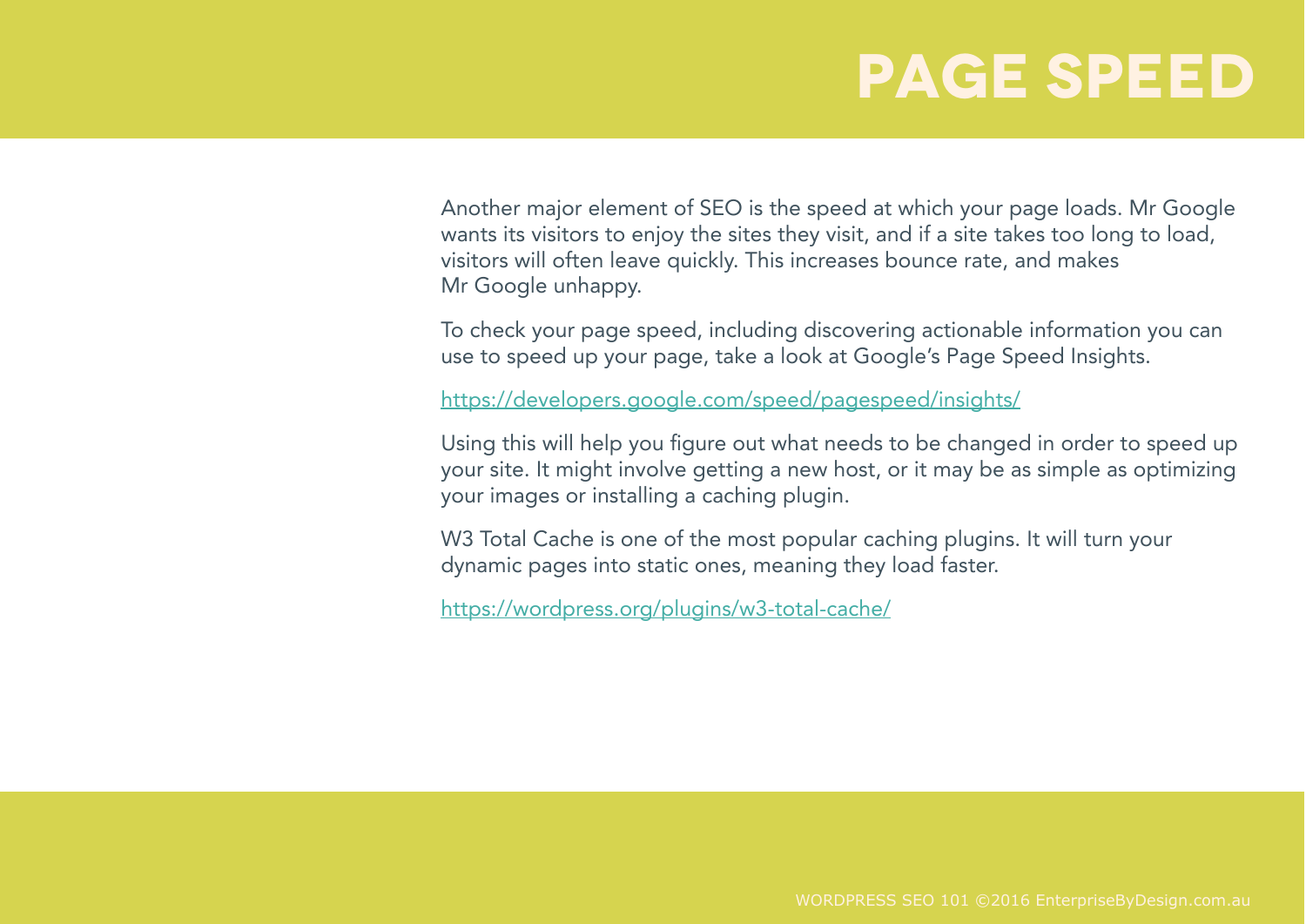# PAGE SPEED

Another major element of SEO is the speed at which your page loads. Mr Google wants its visitors to enjoy the sites they visit, and if a site takes too long to load, visitors will often leave quickly. This increases bounce rate, and makes Mr Google unhappy.

To check your page speed, including discovering actionable information you can use to speed up your page, take a look at Google's Page Speed Insights.

https://developers.google.com/speed/pagespeed/insights/

Using this will help you figure out what needs to be changed in order to speed up your site. It might involve getting a new host, or it may be as simple as optimizing your images or installing a caching plugin.

W3 Total Cache is one of the most popular caching plugins. It will turn your dynamic pages into static ones, meaning they load faster.

https://wordpress.org/plugins/w3-total-cache/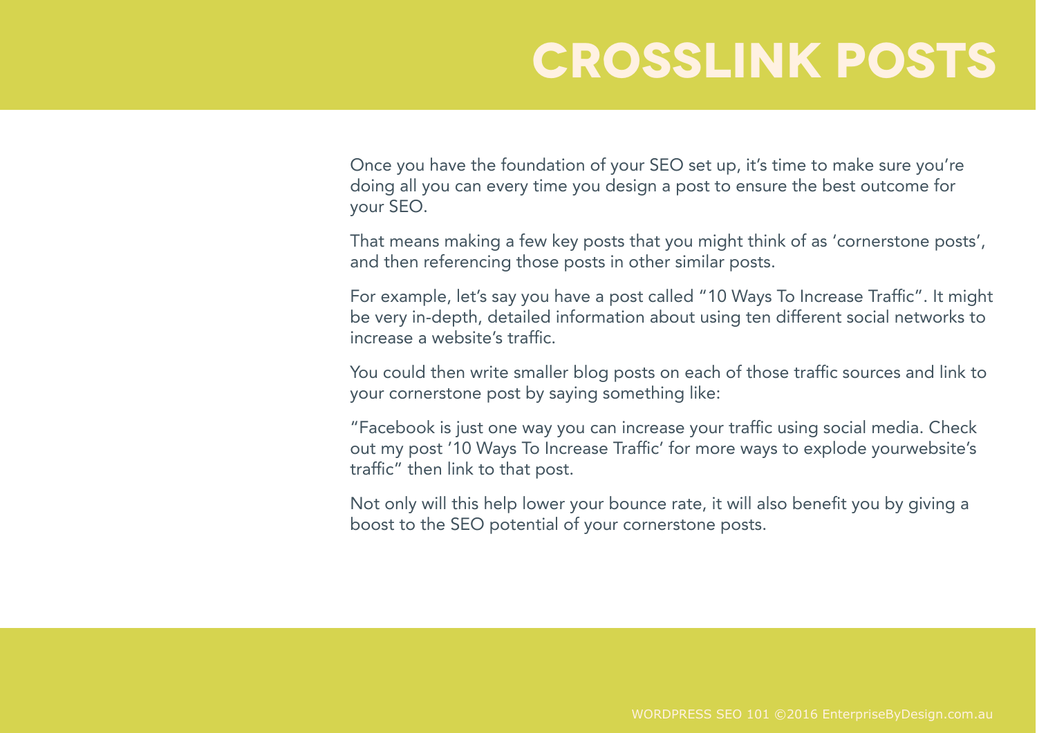# CROSSLINK POSTS

Once you have the foundation of your SEO set up, it's time to make sure you're doing all you can every time you design a post to ensure the best outcome for your SEO.

That means making a few key posts that you might think of as 'cornerstone posts', and then referencing those posts in other similar posts.

For example, let's say you have a post called "10 Ways To Increase Traffic". It might be very in-depth, detailed information about using ten different social networks to increase a website's traffic.

You could then write smaller blog posts on each of those traffic sources and link to your cornerstone post by saying something like:

"Facebook is just one way you can increase your traffic using social media. Check out my post '10 Ways To Increase Traffic' for more ways to explode yourwebsite's traffic" then link to that post.

Not only will this help lower your bounce rate, it will also benefit you by giving a boost to the SEO potential of your cornerstone posts.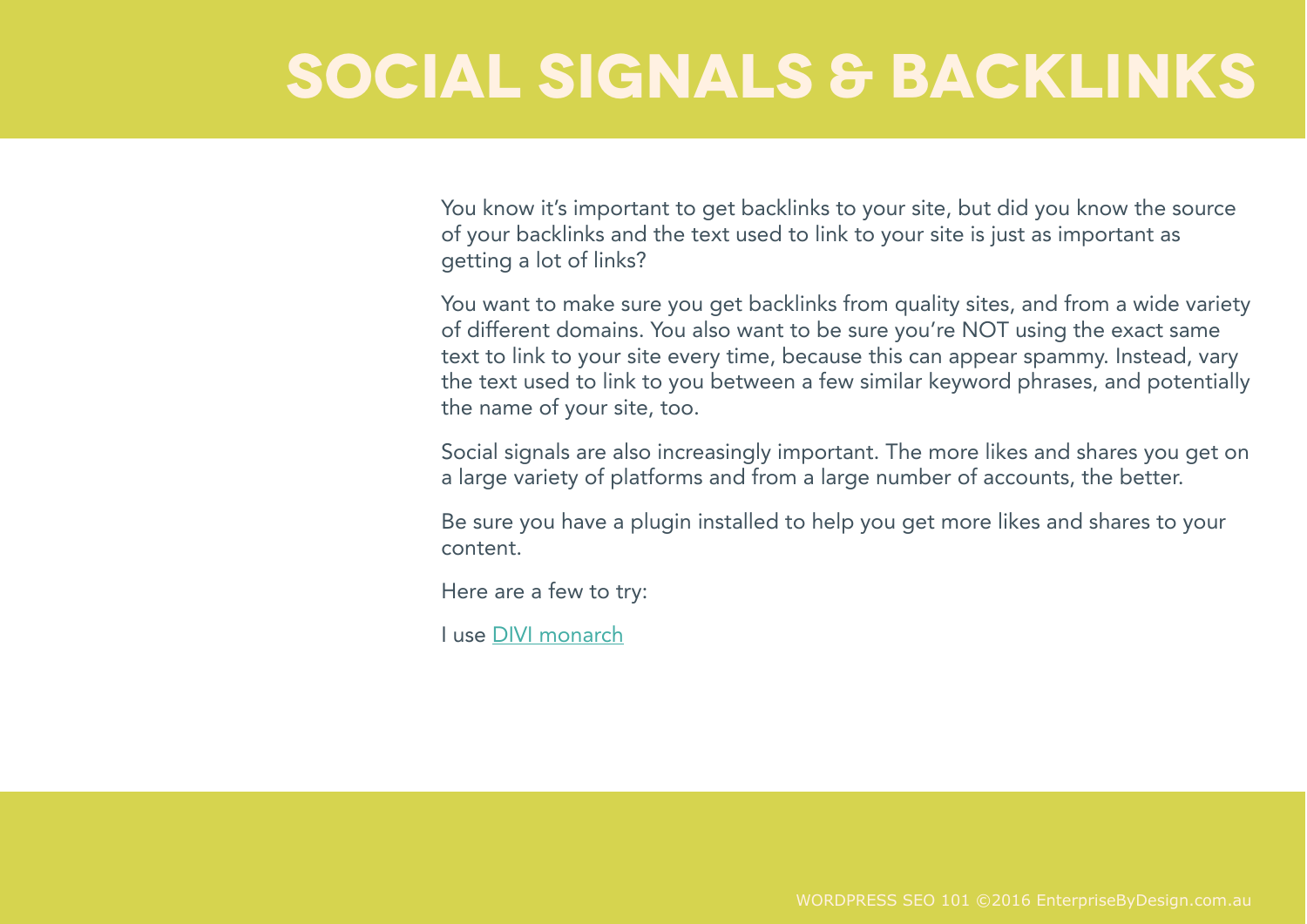# SOCIAL SIGNALS & BACKLINKS

You know it's important to get backlinks to your site, but did you know the source of your backlinks and the text used to link to your site is just as important as getting a lot of links?

You want to make sure you get backlinks from quality sites, and from a wide variety of different domains. You also want to be sure you're NOT using the exact same text to link to your site every time, because this can appear spammy. Instead, vary the text used to link to you between a few similar keyword phrases, and potentially the name of your site, too.

Social signals are also increasingly important. The more likes and shares you get on a large variety of platforms and from a large number of accounts, the better.

Be sure you have a plugin installed to help you get more likes and shares to your content.

Here are a few to try:

I use DIVI monarch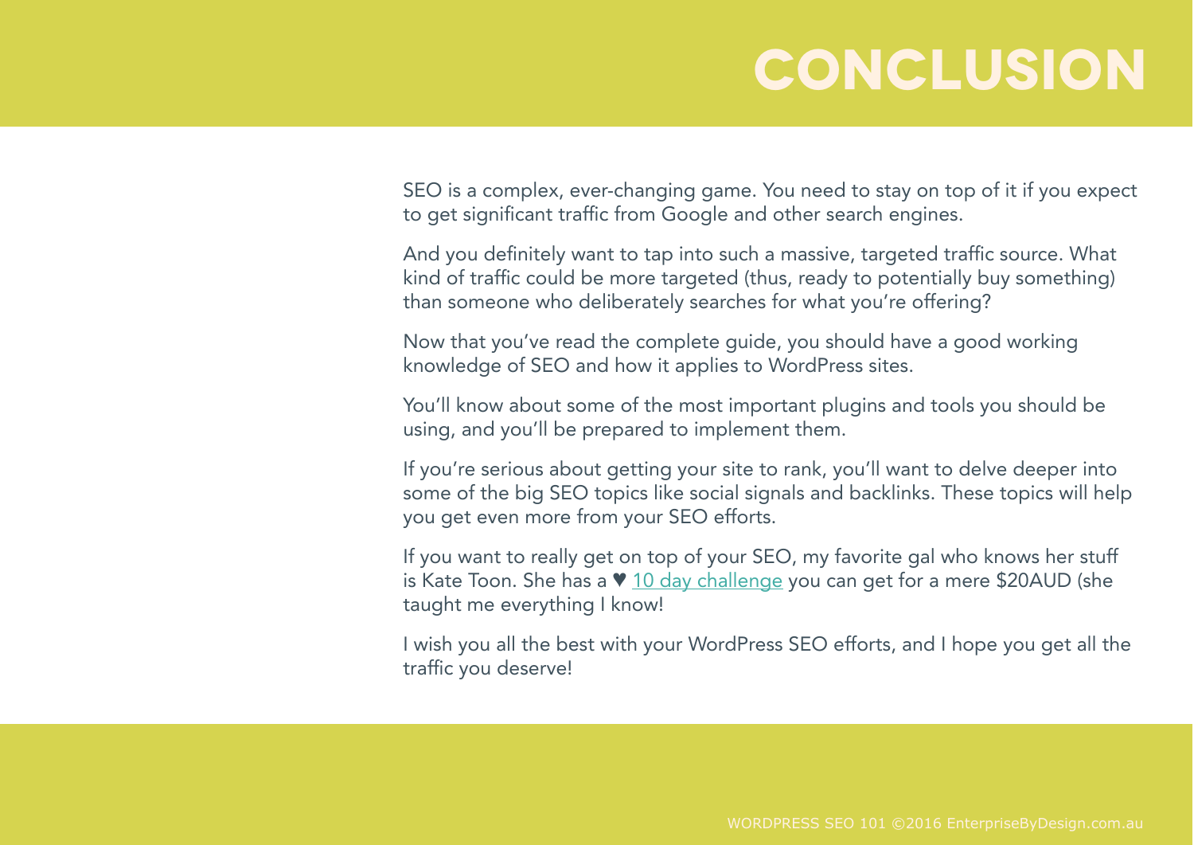# CONCLUSION

SEO is a complex, ever-changing game. You need to stay on top of it if you expect to get significant traffic from Google and other search engines.

And you definitely want to tap into such a massive, targeted traffic source. What kind of traffic could be more targeted (thus, ready to potentially buy something) than someone who deliberately searches for what you're offering?

Now that you've read the complete guide, you should have a good working knowledge of SEO and how it applies to WordPress sites.

You'll know about some of the most important plugins and tools you should be using, and you'll be prepared to implement them.

If you're serious about getting your site to rank, you'll want to delve deeper into some of the big SEO topics like social signals and backlinks. These topics will help you get even more from your SEO efforts.

If you want to really get on top of your SEO, my favorite gal who knows her stuff is Kate Toon. She has a ♥ 10 day challenge you can get for a mere $20AUD (she taught me everything I know!

I wish you all the best with your WordPress SEO efforts, and I hope you get all the traffic you deserve!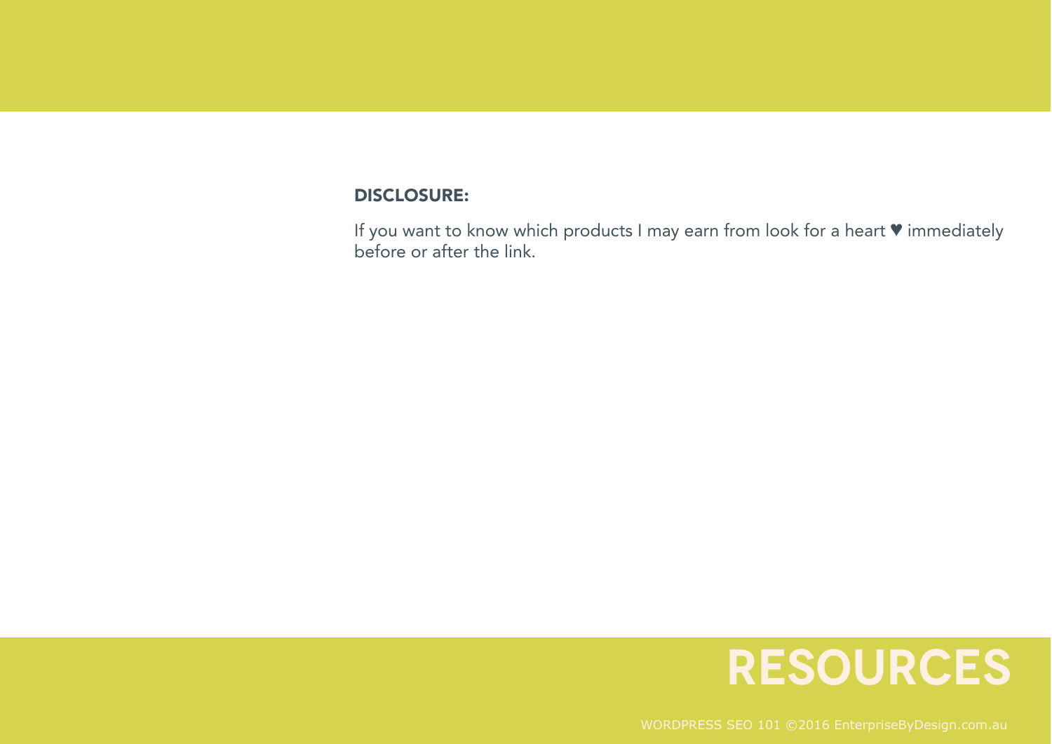# RESOURCES

**DISCLOSURE:**

If you want to know which products I may earn from look for a heart ♥ immediately before or after the link.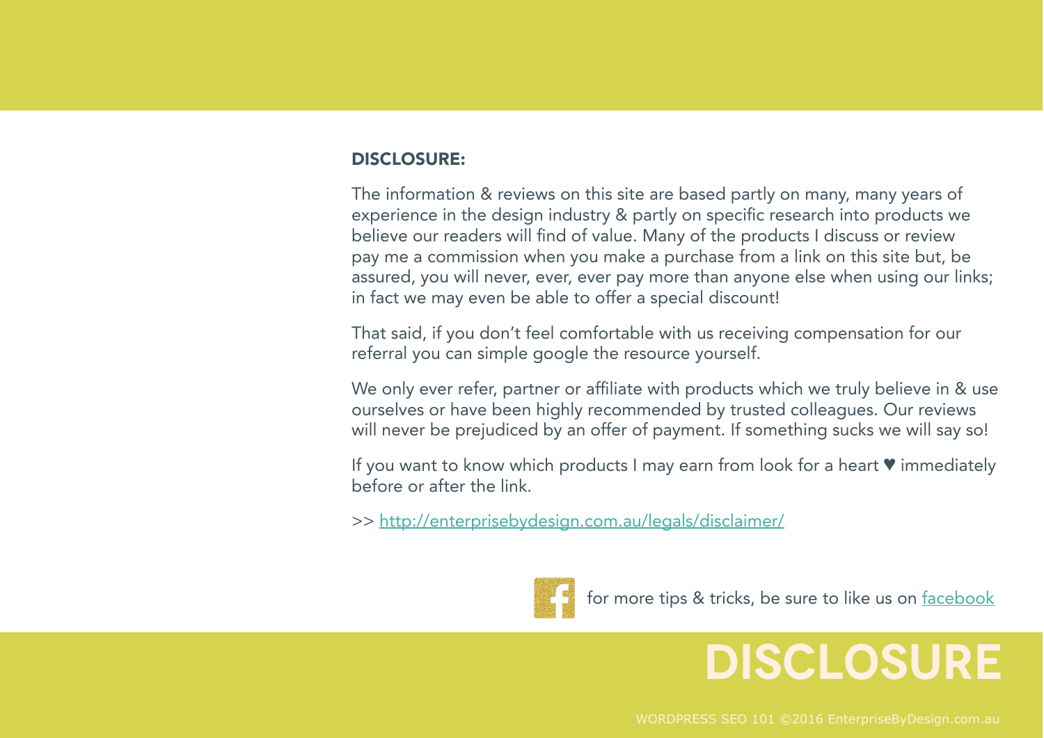**DISCLOSURE:**

The information & reviews on this site are based partly on many, many years of experience in the design industry & partly on specific research into products we believe our readers will find of value. Many of the products I discuss or review pay me a commission when you make a purchase from a link on this site but, be assured, you will never, ever, ever pay more than anyone else when using our links; in fact we may even be able to offer a special discount!

That said, if you don't feel comfortable with us receiving compensation for our referral you can simple google the resource yourself.

We only ever refer, partner or affiliate with products which we truly believe in & use ourselves or have been highly recommended by trusted colleagues. Our reviews will never be prejudiced by an offer of payment. If something sucks we will say so!

If you want to know which products I may earn from look for a heart ♥ immediately before or after the link.

>> http://enterprisebydesign.com.au/legals/disclaimer/

for more tips & tricks, be sure to like us on facebook

# DISCLOSURE